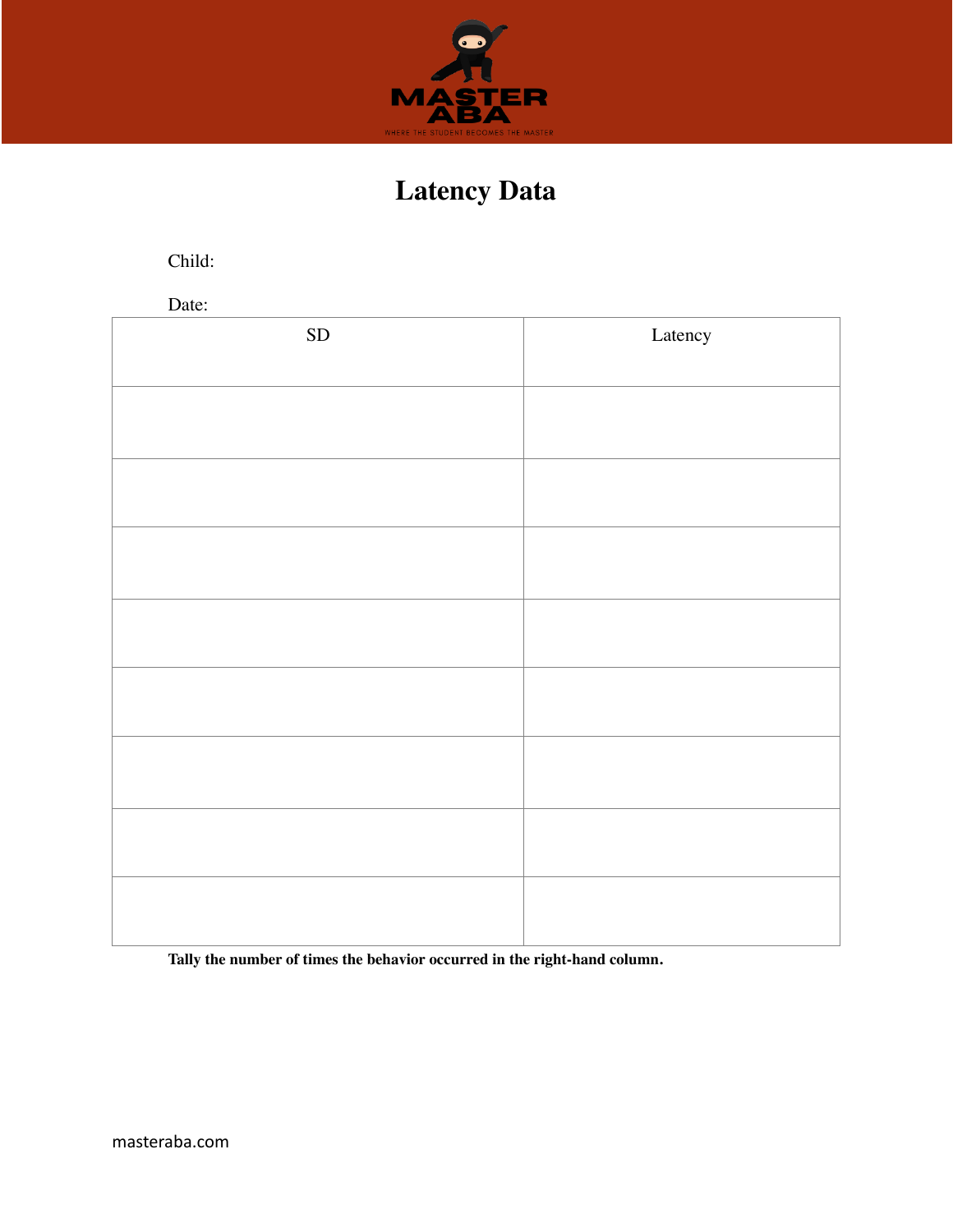MASTER ABA

WHERE THE STUDENT BECOMES THE MASTER

# Latency Data

Child:

Date:

| SD | Latency |
|---|---|
| | |
| | |
| | |
| | |
| | |
| | |
| | |
| | |

**Tally the number of times the behavior occurred in the right-hand column.**

masteraba.com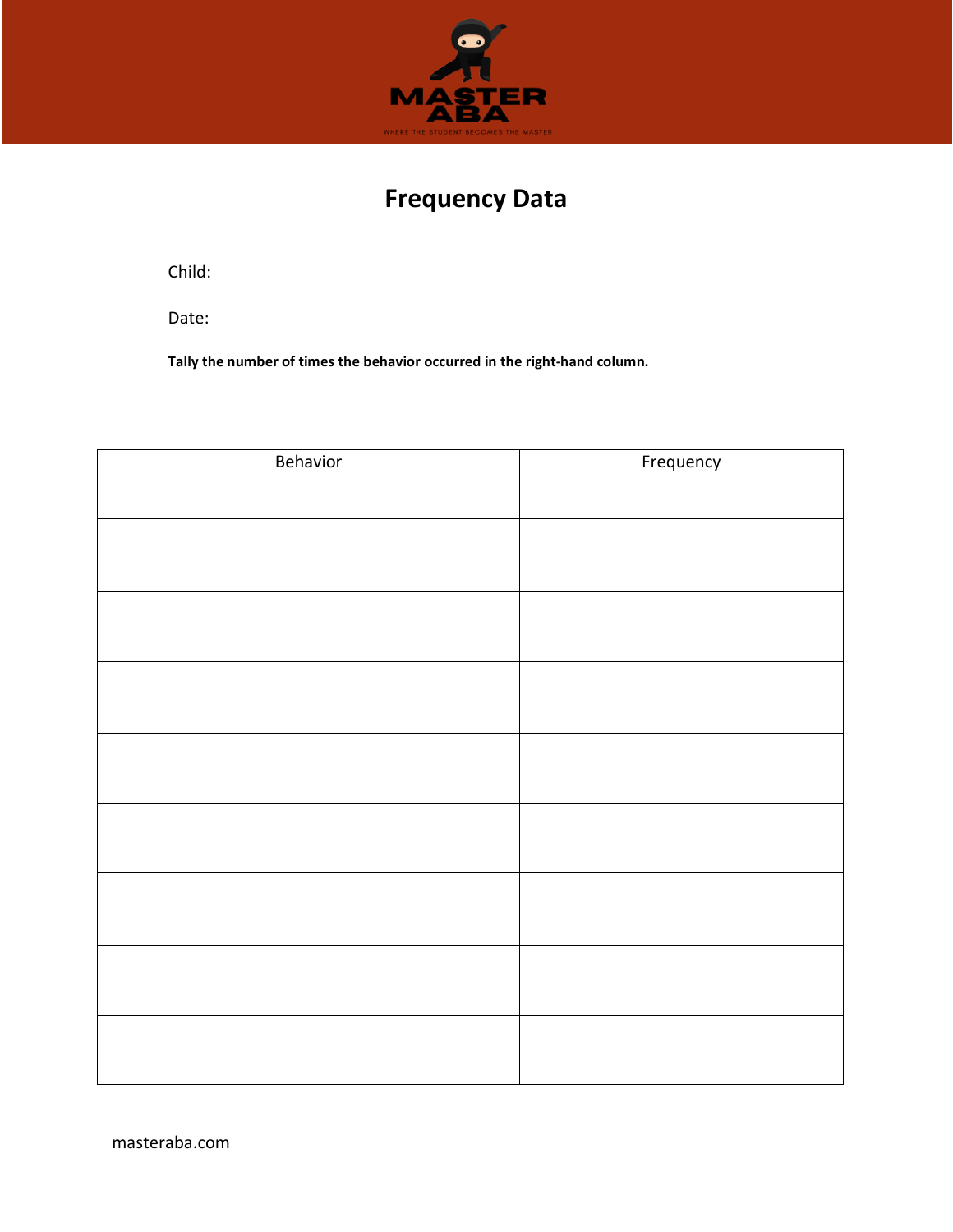MASTER ABA

WHERE THE STUDENT BECOMES THE MASTER

# Frequency Data

Child:

Date:

**Tally the number of times the behavior occurred in the right-hand column.**

| Behavior | Frequency |
|---|---|
| | |
| | |
| | |
| | |
| | |
| | |
| | |
| | |

masteraba.com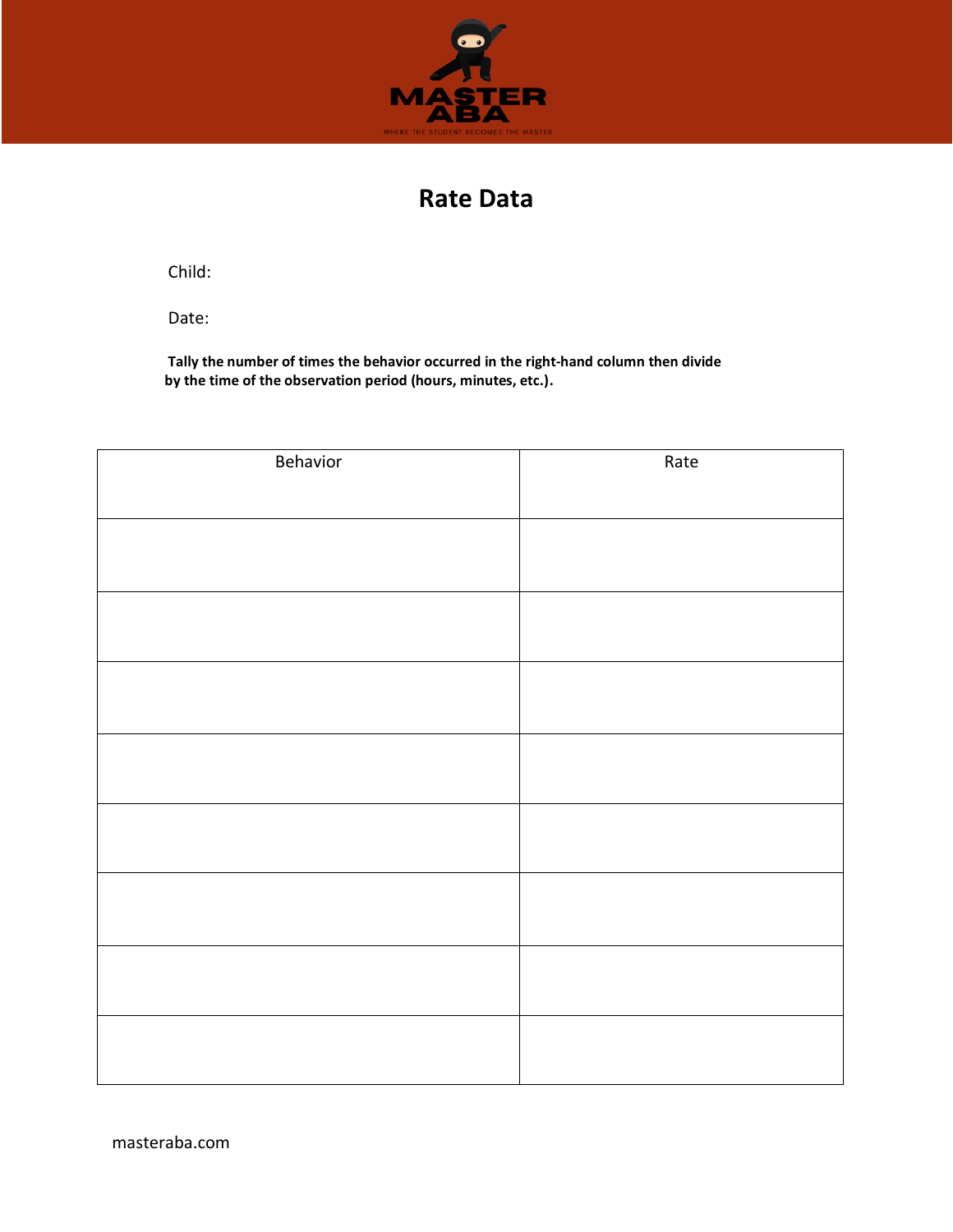# Rate Data

Child:

Date:

**Tally the number of times the behavior occurred in the right-hand column then divide by the time of the observation period (hours, minutes, etc.).**

| Behavior | Rate |
|---|---|
| | |
| | |
| | |
| | |
| | |
| | |
| | |
| | |

masteraba.com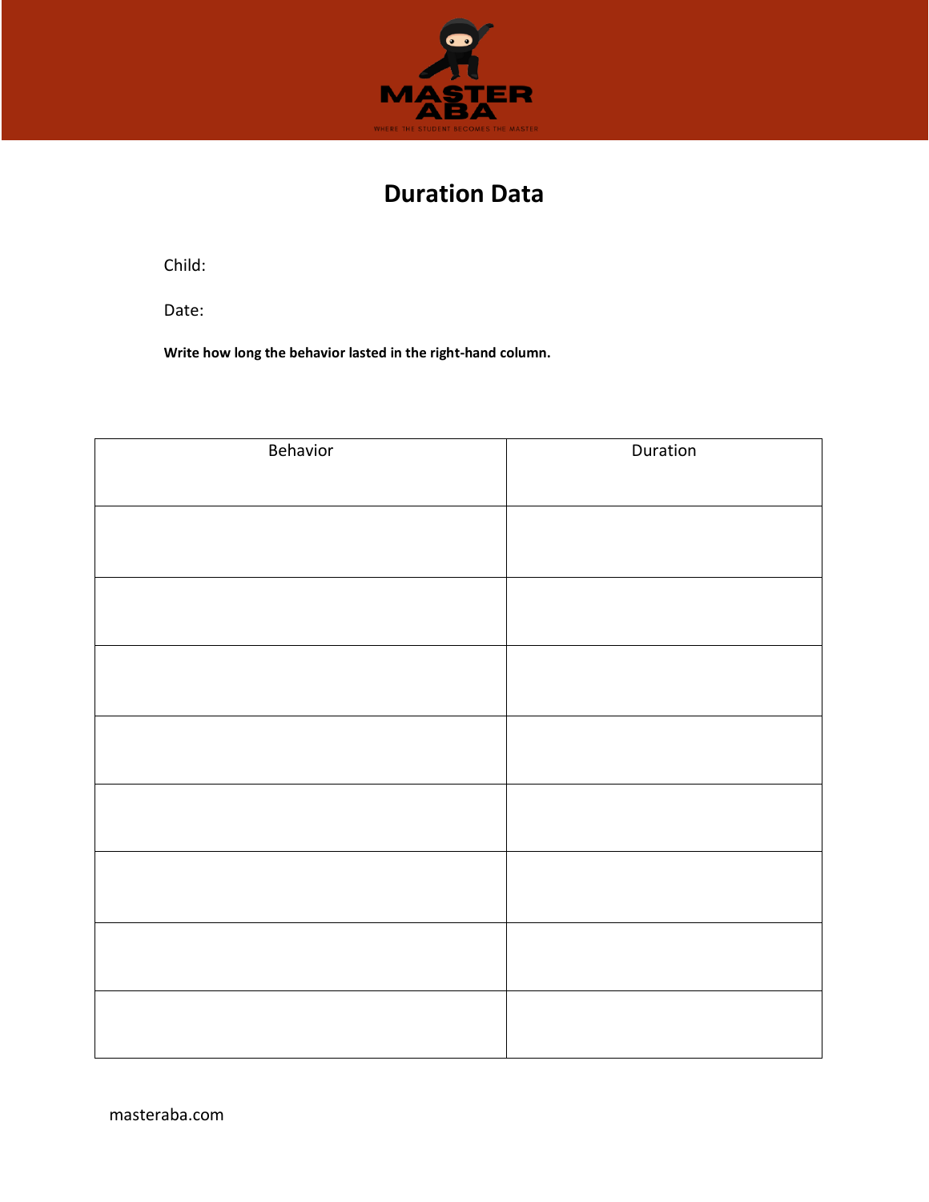MASTER ABA

WHERE THE STUDENT BECOMES THE MASTER

# Duration Data

Child:

Date:

**Write how long the behavior lasted in the right-hand column.**

| Behavior | Duration |
|---|---|
| | |
| | |
| | |
| | |
| | |
| | |
| | |
| | |

masteraba.com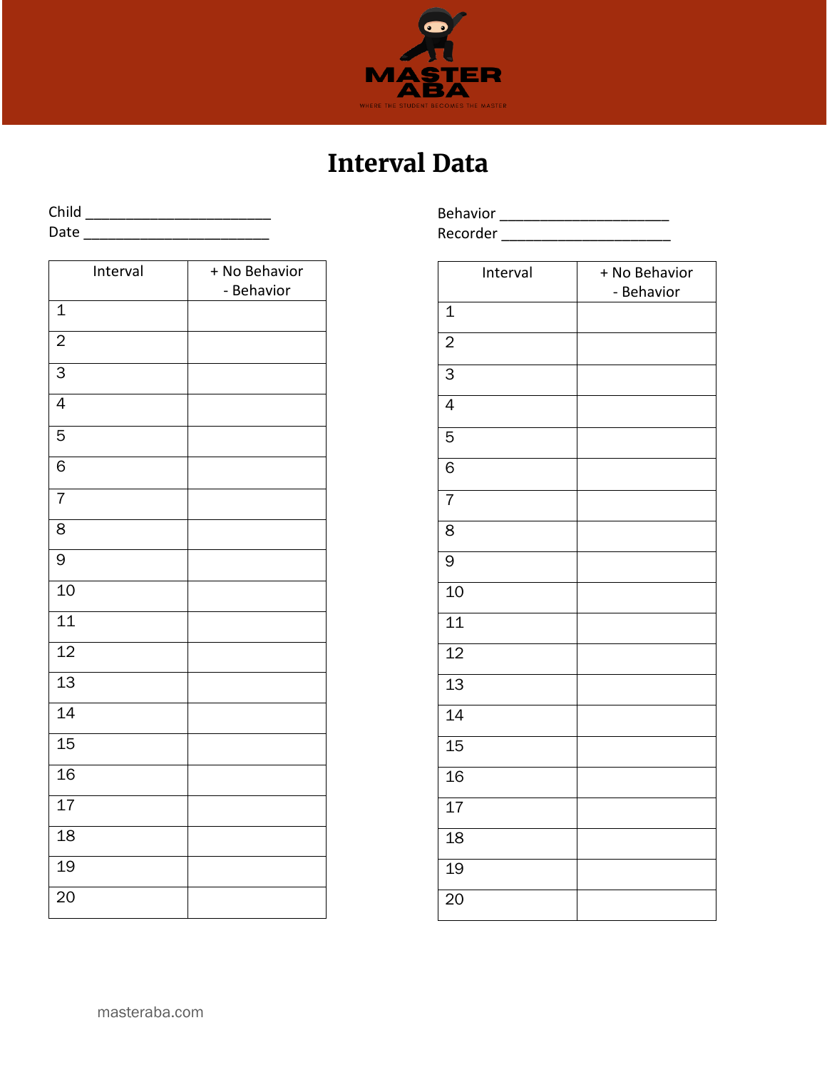MASTER ABA

WHERE THE STUDENT BECOMES THE MASTER

# Interval Data

Child ________________________
Date ________________________

Behavior ______________________
Recorder ______________________

| Interval | + No Behavior<br>- Behavior |
|---|---|
| 1 | |
| 2 | |
| 3 | |
| 4 | |
| 5 | |
| 6 | |
| 7 | |
| 8 | |
| 9 | |
| 10 | |
| 11 | |
| 12 | |
| 13 | |
| 14 | |
| 15 | |
| 16 | |
| 17 | |
| 18 | |
| 19 | |
| 20 | |

| Interval | + No Behavior<br>- Behavior |
|---|---|
| 1 | |
| 2 | |
| 3 | |
| 4 | |
| 5 | |
| 6 | |
| 7 | |
| 8 | |
| 9 | |
| 10 | |
| 11 | |
| 12 | |
| 13 | |
| 14 | |
| 15 | |
| 16 | |
| 17 | |
| 18 | |
| 19 | |
| 20 | |

masteraba.com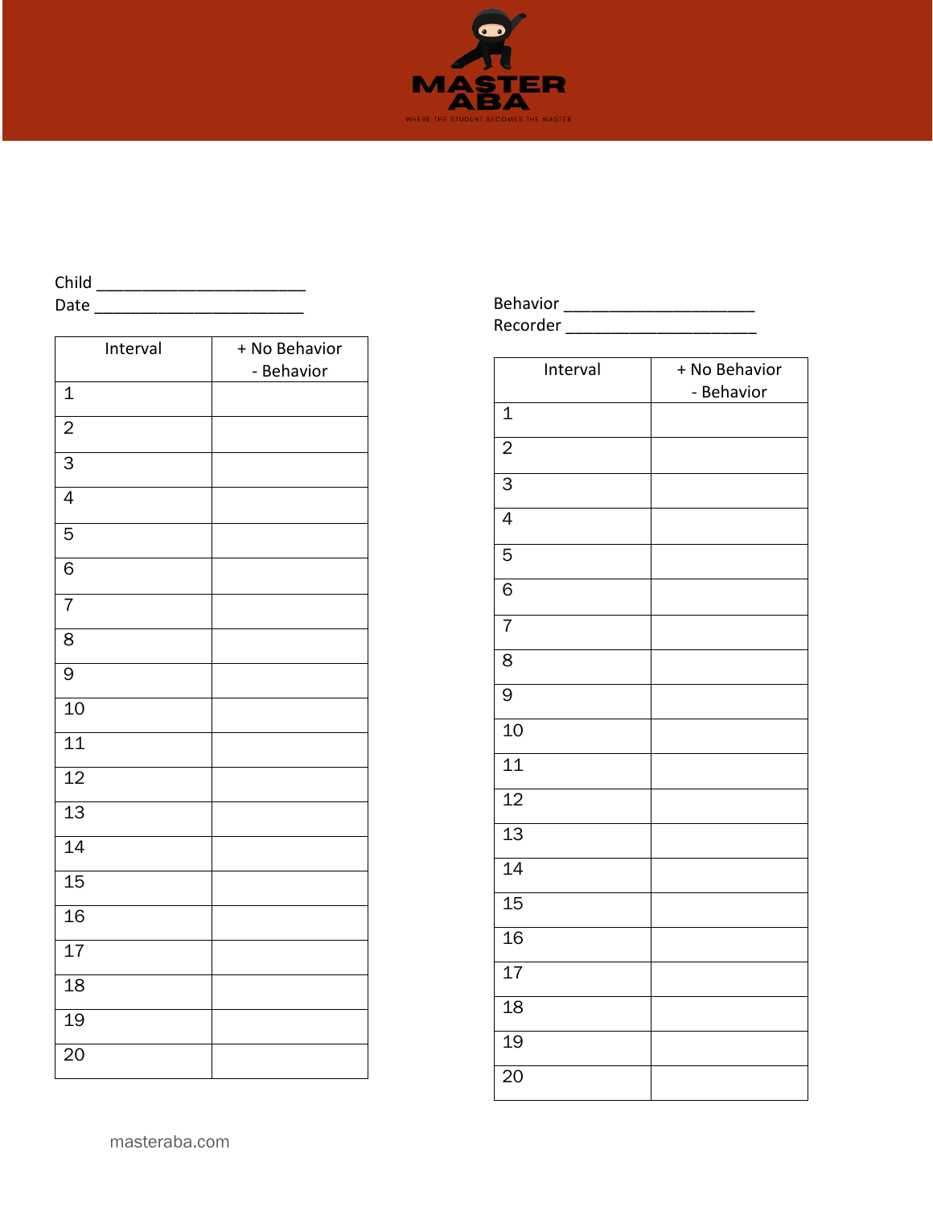MASTER ABA

WHERE THE STUDENT BECOMES THE MASTER

Child ________________________
Date ________________________

| Interval | + No Behavior - Behavior |
|---|---|
| 1 | |
| 2 | |
| 3 | |
| 4 | |
| 5 | |
| 6 | |
| 7 | |
| 8 | |
| 9 | |
| 10 | |
| 11 | |
| 12 | |
| 13 | |
| 14 | |
| 15 | |
| 16 | |
| 17 | |
| 18 | |
| 19 | |
| 20 | |

Behavior ______________________
Recorder ______________________

| Interval | + No Behavior - Behavior |
|---|---|
| 1 | |
| 2 | |
| 3 | |
| 4 | |
| 5 | |
| 6 | |
| 7 | |
| 8 | |
| 9 | |
| 10 | |
| 11 | |
| 12 | |
| 13 | |
| 14 | |
| 15 | |
| 16 | |
| 17 | |
| 18 | |
| 19 | |
| 20 | |

masteraba.com